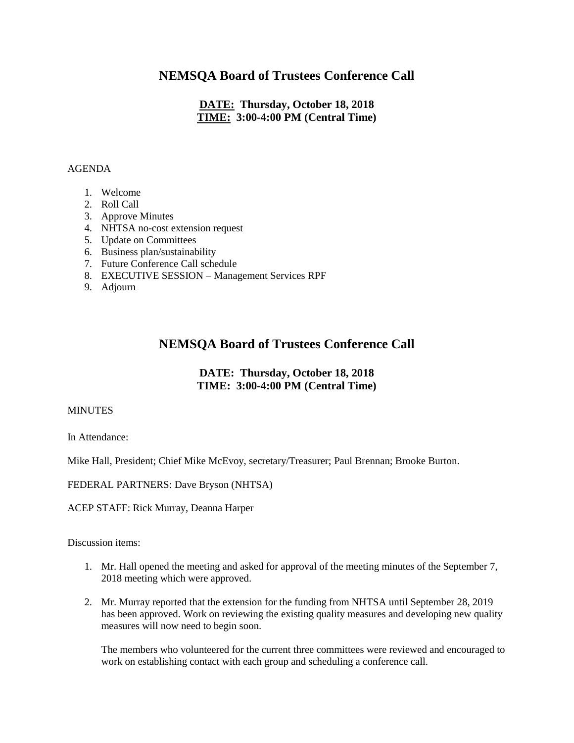# NEMSQA Board of Trustees Conference Call

**DATE: Thursday, October 18, 2018**
**TIME: 3:00-4:00 PM (Central Time)**

AGENDA

1. Welcome
2. Roll Call
3. Approve Minutes
4. NHTSA no-cost extension request
5. Update on Committees
6. Business plan/sustainability
7. Future Conference Call schedule
8. EXECUTIVE SESSION – Management Services RPF
9. Adjourn

# NEMSQA Board of Trustees Conference Call

**DATE: Thursday, October 18, 2018**
**TIME: 3:00-4:00 PM (Central Time)**

MINUTES

In Attendance:

Mike Hall, President; Chief Mike McEvoy, secretary/Treasurer; Paul Brennan; Brooke Burton.

FEDERAL PARTNERS: Dave Bryson (NHTSA)

ACEP STAFF: Rick Murray, Deanna Harper

Discussion items:

1. Mr. Hall opened the meeting and asked for approval of the meeting minutes of the September 7, 2018 meeting which were approved.

2. Mr. Murray reported that the extension for the funding from NHTSA until September 28, 2019 has been approved. Work on reviewing the existing quality measures and developing new quality measures will now need to begin soon.

   The members who volunteered for the current three committees were reviewed and encouraged to work on establishing contact with each group and scheduling a conference call.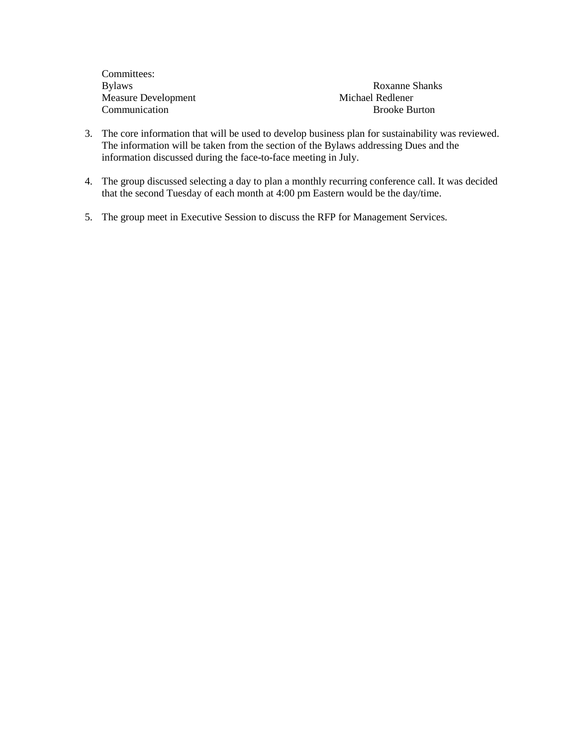Committees:

| | |
|---|---|
| Bylaws | Roxanne Shanks |
| Measure Development | Michael Redlener |
| Communication | Brooke Burton |

3. The core information that will be used to develop business plan for sustainability was reviewed. The information will be taken from the section of the Bylaws addressing Dues and the information discussed during the face-to-face meeting in July.

4. The group discussed selecting a day to plan a monthly recurring conference call. It was decided that the second Tuesday of each month at 4:00 pm Eastern would be the day/time.

5. The group meet in Executive Session to discuss the RFP for Management Services.